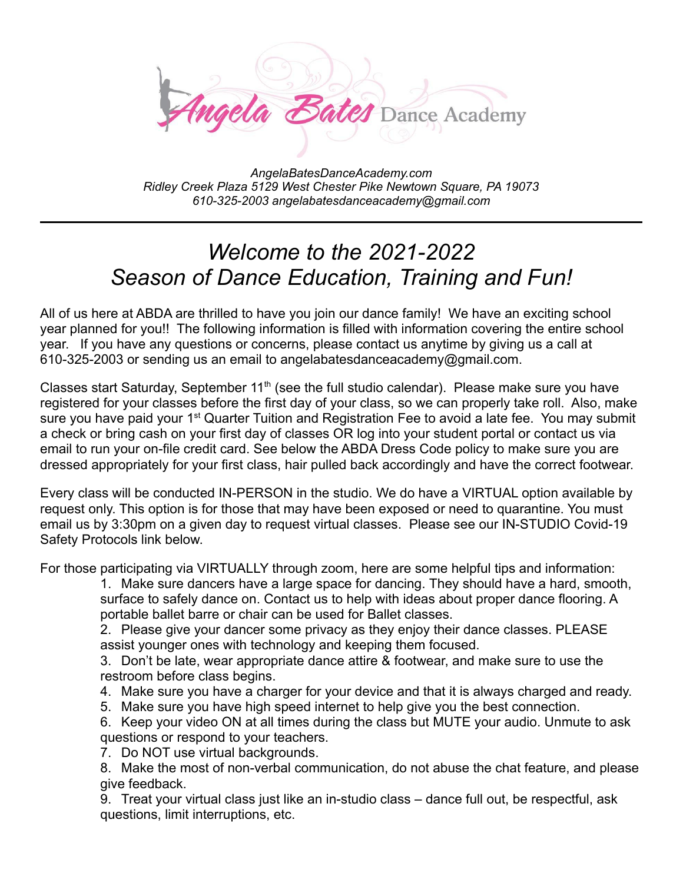Angela Bates Dance Academy

*AngelaBatesDanceAcademy.com*
*Ridley Creek Plaza 5129 West Chester Pike Newtown Square, PA 19073*
*610-325-2003 angelabatesdanceacademy@gmail.com*

---

# *Welcome to the 2021-2022 Season of Dance Education, Training and Fun!*

All of us here at ABDA are thrilled to have you join our dance family! We have an exciting school year planned for you!! The following information is filled with information covering the entire school year. If you have any questions or concerns, please contact us anytime by giving us a call at 610-325-2003 or sending us an email to angelabatesdanceacademy@gmail.com.

Classes start Saturday, September 11th (see the full studio calendar). Please make sure you have registered for your classes before the first day of your class, so we can properly take roll. Also, make sure you have paid your 1st Quarter Tuition and Registration Fee to avoid a late fee. You may submit a check or bring cash on your first day of classes OR log into your student portal or contact us via email to run your on-file credit card. See below the ABDA Dress Code policy to make sure you are dressed appropriately for your first class, hair pulled back accordingly and have the correct footwear.

Every class will be conducted IN-PERSON in the studio. We do have a VIRTUAL option available by request only. This option is for those that may have been exposed or need to quarantine. You must email us by 3:30pm on a given day to request virtual classes. Please see our IN-STUDIO Covid-19 Safety Protocols link below.

For those participating via VIRTUALLY through zoom, here are some helpful tips and information:

1. Make sure dancers have a large space for dancing. They should have a hard, smooth, surface to safely dance on. Contact us to help with ideas about proper dance flooring. A portable ballet barre or chair can be used for Ballet classes.
2. Please give your dancer some privacy as they enjoy their dance classes. PLEASE assist younger ones with technology and keeping them focused.
3. Don't be late, wear appropriate dance attire & footwear, and make sure to use the restroom before class begins.
4. Make sure you have a charger for your device and that it is always charged and ready.
5. Make sure you have high speed internet to help give you the best connection.
6. Keep your video ON at all times during the class but MUTE your audio. Unmute to ask questions or respond to your teachers.
7. Do NOT use virtual backgrounds.
8. Make the most of non-verbal communication, do not abuse the chat feature, and please give feedback.
9. Treat your virtual class just like an in-studio class – dance full out, be respectful, ask questions, limit interruptions, etc.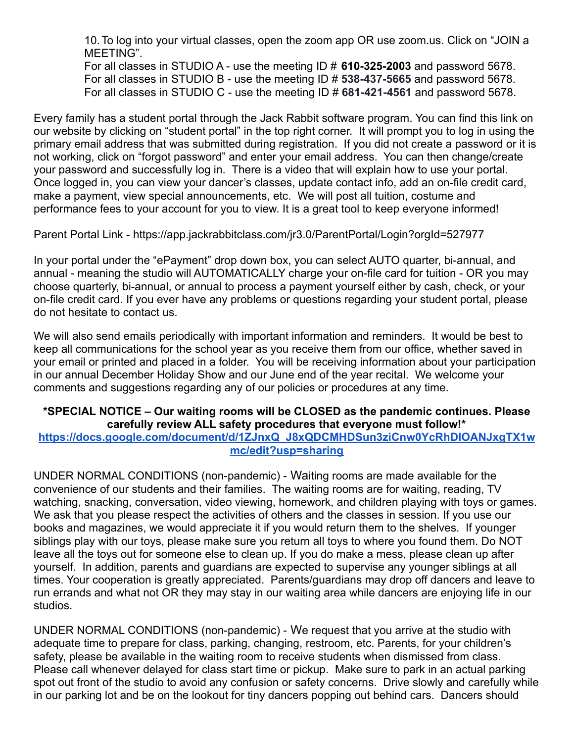10. To log into your virtual classes, open the zoom app OR use zoom.us. Click on “JOIN a MEETING”.
    For all classes in STUDIO A - use the meeting ID # **610-325-2003** and password 5678.
    For all classes in STUDIO B - use the meeting ID # **538-437-5665** and password 5678.
    For all classes in STUDIO C - use the meeting ID # **681-421-4561** and password 5678.

Every family has a student portal through the Jack Rabbit software program. You can find this link on our website by clicking on “student portal” in the top right corner. It will prompt you to log in using the primary email address that was submitted during registration. If you did not create a password or it is not working, click on “forgot password” and enter your email address. You can then change/create your password and successfully log in. There is a video that will explain how to use your portal. Once logged in, you can view your dancer’s classes, update contact info, add an on-file credit card, make a payment, view special announcements, etc. We will post all tuition, costume and performance fees to your account for you to view. It is a great tool to keep everyone informed!

Parent Portal Link - https://app.jackrabbitclass.com/jr3.0/ParentPortal/Login?orgId=527977

In your portal under the “ePayment” drop down box, you can select AUTO quarter, bi-annual, and annual - meaning the studio will AUTOMATICALLY charge your on-file card for tuition - OR you may choose quarterly, bi-annual, or annual to process a payment yourself either by cash, check, or your on-file credit card. If you ever have any problems or questions regarding your student portal, please do not hesitate to contact us.

We will also send emails periodically with important information and reminders. It would be best to keep all communications for the school year as you receive them from our office, whether saved in your email or printed and placed in a folder. You will be receiving information about your participation in our annual December Holiday Show and our June end of the year recital. We welcome your comments and suggestions regarding any of our policies or procedures at any time.

**\*SPECIAL NOTICE – Our waiting rooms will be CLOSED as the pandemic continues. Please carefully review ALL safety procedures that everyone must follow!\***
**https://docs.google.com/document/d/1ZJnxQ_J8xQDCMHDSun3ziCnw0YcRhDIOANJxgTX1wmc/edit?usp=sharing**

UNDER NORMAL CONDITIONS (non-pandemic) - Waiting rooms are made available for the convenience of our students and their families. The waiting rooms are for waiting, reading, TV watching, snacking, conversation, video viewing, homework, and children playing with toys or games. We ask that you please respect the activities of others and the classes in session. If you use our books and magazines, we would appreciate it if you would return them to the shelves. If younger siblings play with our toys, please make sure you return all toys to where you found them. Do NOT leave all the toys out for someone else to clean up. If you do make a mess, please clean up after yourself. In addition, parents and guardians are expected to supervise any younger siblings at all times. Your cooperation is greatly appreciated. Parents/guardians may drop off dancers and leave to run errands and what not OR they may stay in our waiting area while dancers are enjoying life in our studios.

UNDER NORMAL CONDITIONS (non-pandemic) - We request that you arrive at the studio with adequate time to prepare for class, parking, changing, restroom, etc. Parents, for your children’s safety, please be available in the waiting room to receive students when dismissed from class. Please call whenever delayed for class start time or pickup. Make sure to park in an actual parking spot out front of the studio to avoid any confusion or safety concerns. Drive slowly and carefully while in our parking lot and be on the lookout for tiny dancers popping out behind cars. Dancers should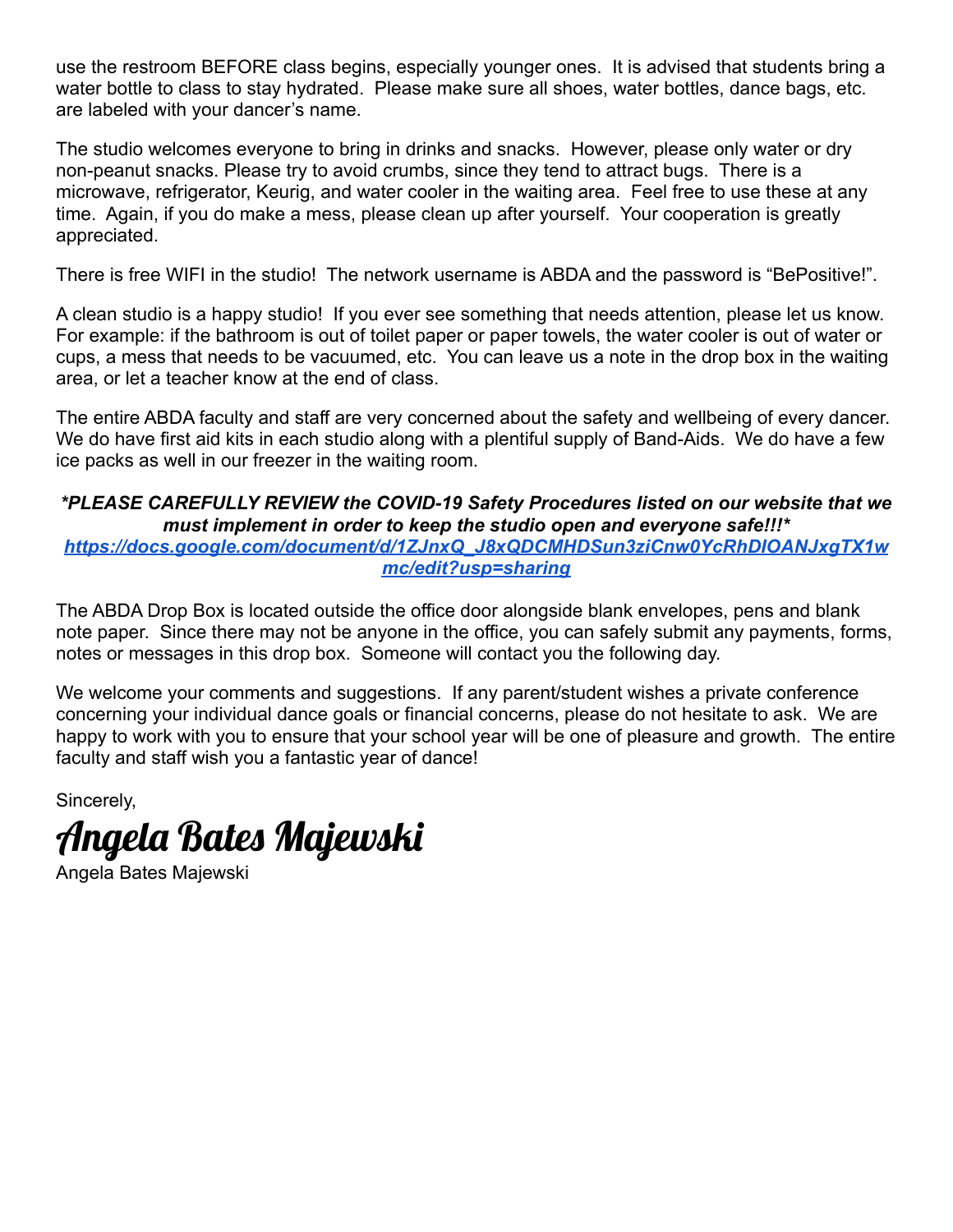use the restroom BEFORE class begins, especially younger ones. It is advised that students bring a water bottle to class to stay hydrated. Please make sure all shoes, water bottles, dance bags, etc. are labeled with your dancer's name.

The studio welcomes everyone to bring in drinks and snacks. However, please only water or dry non-peanut snacks. Please try to avoid crumbs, since they tend to attract bugs. There is a microwave, refrigerator, Keurig, and water cooler in the waiting area. Feel free to use these at any time. Again, if you do make a mess, please clean up after yourself. Your cooperation is greatly appreciated.

There is free WIFI in the studio! The network username is ABDA and the password is "BePositive!".

A clean studio is a happy studio! If you ever see something that needs attention, please let us know. For example: if the bathroom is out of toilet paper or paper towels, the water cooler is out of water or cups, a mess that needs to be vacuumed, etc. You can leave us a note in the drop box in the waiting area, or let a teacher know at the end of class.

The entire ABDA faculty and staff are very concerned about the safety and wellbeing of every dancer. We do have first aid kits in each studio along with a plentiful supply of Band-Aids. We do have a few ice packs as well in our freezer in the waiting room.

***PLEASE CAREFULLY REVIEW the COVID-19 Safety Procedures listed on our website that we must implement in order to keep the studio open and everyone safe!!!***
[https://docs.google.com/document/d/1ZJnxQ_J8xQDCMHDSun3ziCnw0YcRhDlOANJxgTX1wmc/edit?usp=sharing](https://docs.google.com/document/d/1ZJnxQ_J8xQDCMHDSun3ziCnw0YcRhDlOANJxgTX1wmc/edit?usp=sharing)

The ABDA Drop Box is located outside the office door alongside blank envelopes, pens and blank note paper. Since there may not be anyone in the office, you can safely submit any payments, forms, notes or messages in this drop box. Someone will contact you the following day.

We welcome your comments and suggestions. If any parent/student wishes a private conference concerning your individual dance goals or financial concerns, please do not hesitate to ask. We are happy to work with you to ensure that your school year will be one of pleasure and growth. The entire faculty and staff wish you a fantastic year of dance!

Sincerely,

*Angela Bates Majewski*

Angela Bates Majewski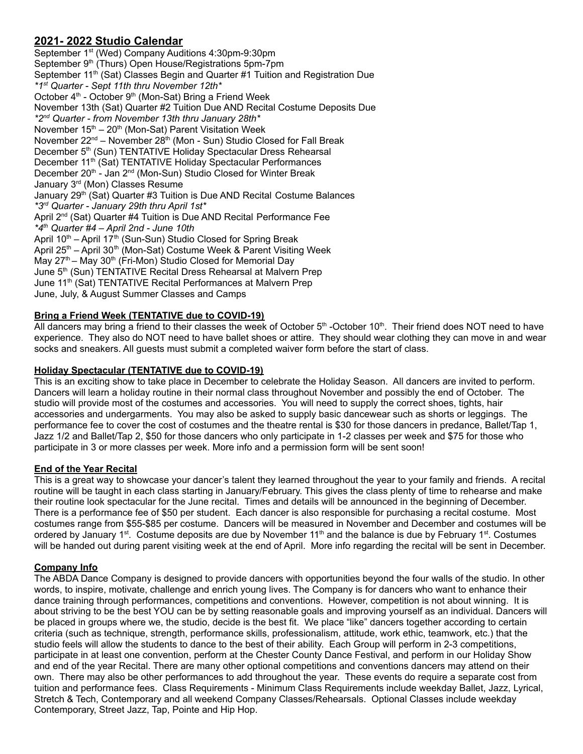## 2021- 2022 Studio Calendar

September 1st (Wed) Company Auditions 4:30pm-9:30pm
September 9th (Thurs) Open House/Registrations 5pm-7pm
September 11th (Sat) Classes Begin and Quarter #1 Tuition and Registration Due
*\*1st Quarter - Sept 11th thru November 12th\**
October 4th - October 9th (Mon-Sat) Bring a Friend Week
November 13th (Sat) Quarter #2 Tuition Due AND Recital Costume Deposits Due
*\*2nd Quarter - from November 13th thru January 28th\**
November 15th – 20th (Mon-Sat) Parent Visitation Week
November 22nd – November 28th (Mon - Sun) Studio Closed for Fall Break
December 5th (Sun) TENTATIVE Holiday Spectacular Dress Rehearsal
December 11th (Sat) TENTATIVE Holiday Spectacular Performances
December 20th - Jan 2nd (Mon-Sun) Studio Closed for Winter Break
January 3rd (Mon) Classes Resume
January 29th (Sat) Quarter #3 Tuition is Due AND Recital Costume Balances
*\*3rd Quarter - January 29th thru April 1st\**
April 2nd (Sat) Quarter #4 Tuition is Due AND Recital Performance Fee
*\*4th Quarter #4 – April 2nd - June 10th*
April 10th – April 17th (Sun-Sun) Studio Closed for Spring Break
April 25th – April 30th (Mon-Sat) Costume Week & Parent Visiting Week
May 27th – May 30th (Fri-Mon) Studio Closed for Memorial Day
June 5th (Sun) TENTATIVE Recital Dress Rehearsal at Malvern Prep
June 11th (Sat) TENTATIVE Recital Performances at Malvern Prep
June, July, & August Summer Classes and Camps

### Bring a Friend Week (TENTATIVE due to COVID-19)

All dancers may bring a friend to their classes the week of October 5th -October 10th. Their friend does NOT need to have experience. They also do NOT need to have ballet shoes or attire. They should wear clothing they can move in and wear socks and sneakers. All guests must submit a completed waiver form before the start of class.

### Holiday Spectacular (TENTATIVE due to COVID-19)

This is an exciting show to take place in December to celebrate the Holiday Season. All dancers are invited to perform. Dancers will learn a holiday routine in their normal class throughout November and possibly the end of October. The studio will provide most of the costumes and accessories. You will need to supply the correct shoes, tights, hair accessories and undergarments. You may also be asked to supply basic dancewear such as shorts or leggings. The performance fee to cover the cost of costumes and the theatre rental is $30 for those dancers in predance, Ballet/Tap 1, Jazz 1/2 and Ballet/Tap 2, $50 for those dancers who only participate in 1-2 classes per week and $75 for those who participate in 3 or more classes per week. More info and a permission form will be sent soon!

### End of the Year Recital

This is a great way to showcase your dancer's talent they learned throughout the year to your family and friends. A recital routine will be taught in each class starting in January/February. This gives the class plenty of time to rehearse and make their routine look spectacular for the June recital. Times and details will be announced in the beginning of December. There is a performance fee of $50 per student. Each dancer is also responsible for purchasing a recital costume. Most costumes range from $55-$85 per costume. Dancers will be measured in November and December and costumes will be ordered by January 1st. Costume deposits are due by November 11th and the balance is due by February 1st. Costumes will be handed out during parent visiting week at the end of April. More info regarding the recital will be sent in December.

### Company Info

The ABDA Dance Company is designed to provide dancers with opportunities beyond the four walls of the studio. In other words, to inspire, motivate, challenge and enrich young lives. The Company is for dancers who want to enhance their dance training through performances, competitions and conventions. However, competition is not about winning. It is about striving to be the best YOU can be by setting reasonable goals and improving yourself as an individual. Dancers will be placed in groups where we, the studio, decide is the best fit. We place "like" dancers together according to certain criteria (such as technique, strength, performance skills, professionalism, attitude, work ethic, teamwork, etc.) that the studio feels will allow the students to dance to the best of their ability. Each Group will perform in 2-3 competitions, participate in at least one convention, perform at the Chester County Dance Festival, and perform in our Holiday Show and end of the year Recital. There are many other optional competitions and conventions dancers may attend on their own. There may also be other performances to add throughout the year. These events do require a separate cost from tuition and performance fees. Class Requirements - Minimum Class Requirements include weekday Ballet, Jazz, Lyrical, Stretch & Tech, Contemporary and all weekend Company Classes/Rehearsals. Optional Classes include weekday Contemporary, Street Jazz, Tap, Pointe and Hip Hop.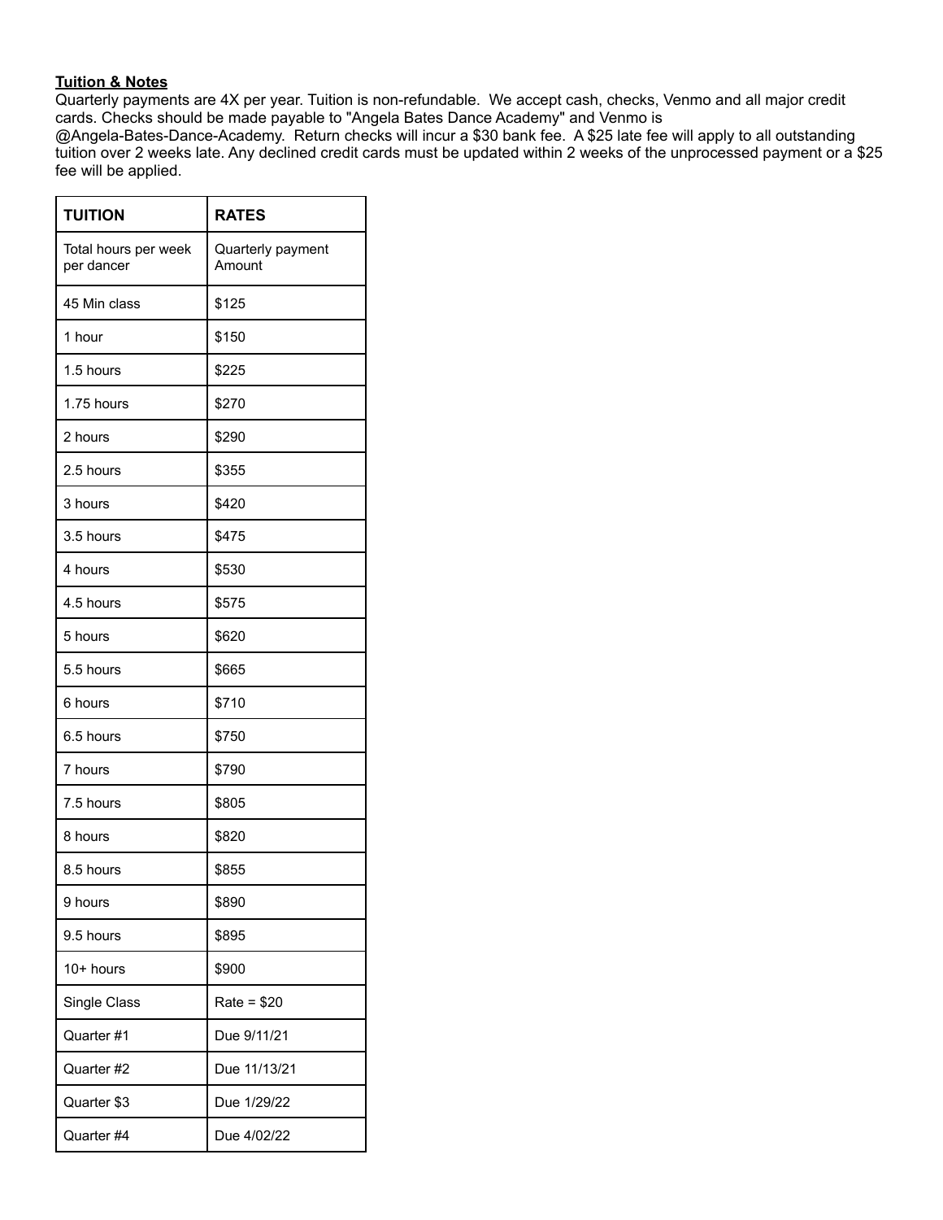**Tuition & Notes**

Quarterly payments are 4X per year. Tuition is non-refundable. We accept cash, checks, Venmo and all major credit cards. Checks should be made payable to "Angela Bates Dance Academy" and Venmo is @Angela-Bates-Dance-Academy. Return checks will incur a $30 bank fee. A $25 late fee will apply to all outstanding tuition over 2 weeks late. Any declined credit cards must be updated within 2 weeks of the unprocessed payment or a $25 fee will be applied.

| TUITION | RATES |
|---|---|
| Total hours per week per dancer | Quarterly payment Amount |
| 45 Min class | $125 |
| 1 hour | $150 |
| 1.5 hours | $225 |
| 1.75 hours | $270 |
| 2 hours | $290 |
| 2.5 hours | $355 |
| 3 hours | $420 |
| 3.5 hours | $475 |
| 4 hours | $530 |
| 4.5 hours | $575 |
| 5 hours | $620 |
| 5.5 hours | $665 |
| 6 hours | $710 |
| 6.5 hours | $750 |
| 7 hours | $790 |
| 7.5 hours | $805 |
| 8 hours | $820 |
| 8.5 hours | $855 |
| 9 hours | $890 |
| 9.5 hours | $895 |
| 10+ hours | $900 |
| Single Class | Rate = $20 |
| Quarter #1 | Due 9/11/21 |
| Quarter #2 | Due 11/13/21 |
| Quarter $3 | Due 1/29/22 |
| Quarter #4 | Due 4/02/22 |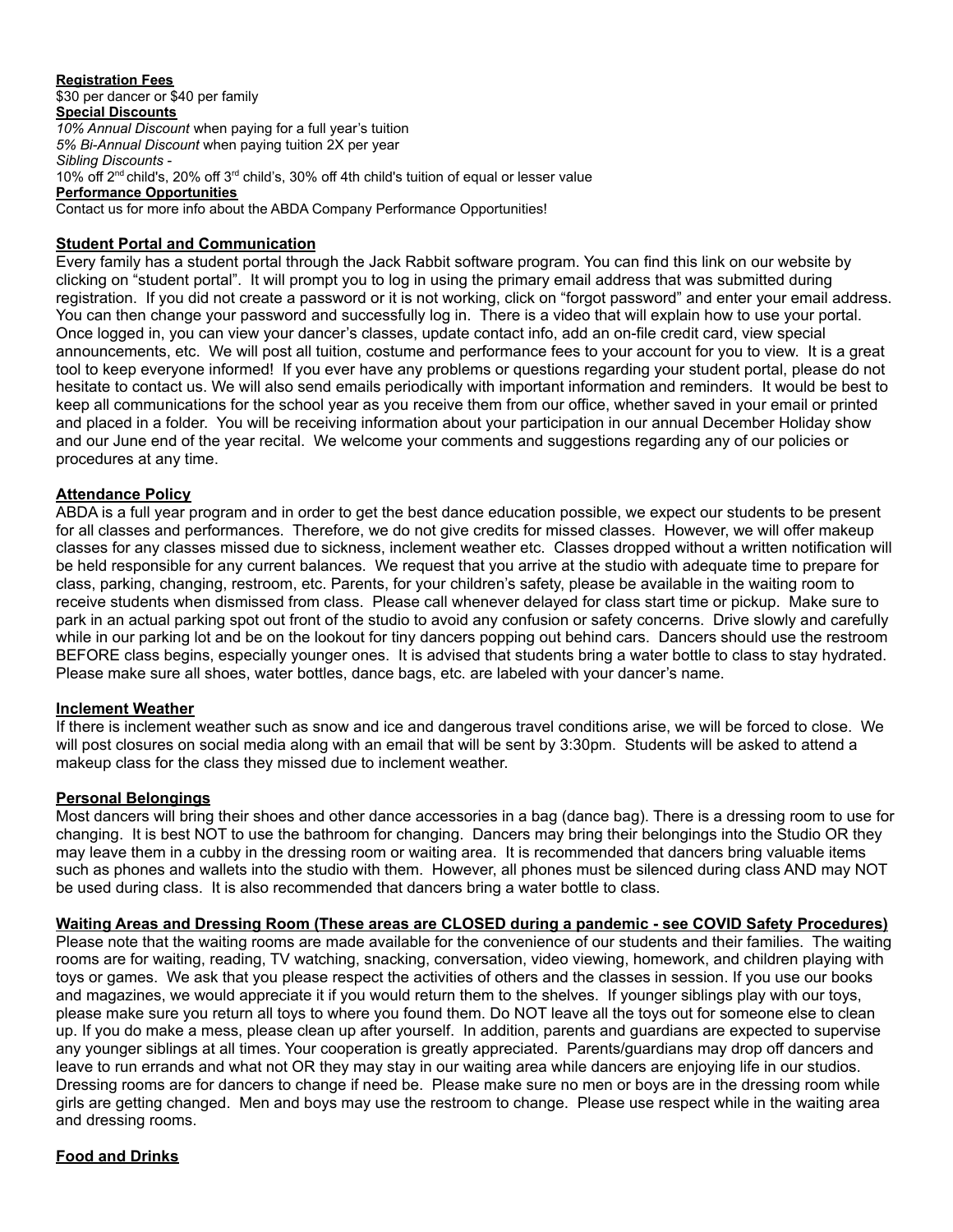**Registration Fees**
$30 per dancer or $40 per family

**Special Discounts**
*10% Annual Discount* when paying for a full year's tuition
*5% Bi-Annual Discount* when paying tuition 2X per year
*Sibling Discounts* -
10% off 2nd child's, 20% off 3rd child's, 30% off 4th child's tuition of equal or lesser value

**Performance Opportunities**
Contact us for more info about the ABDA Company Performance Opportunities!

**Student Portal and Communication**

Every family has a student portal through the Jack Rabbit software program. You can find this link on our website by clicking on "student portal". It will prompt you to log in using the primary email address that was submitted during registration. If you did not create a password or it is not working, click on "forgot password" and enter your email address. You can then change your password and successfully log in. There is a video that will explain how to use your portal. Once logged in, you can view your dancer's classes, update contact info, add an on-file credit card, view special announcements, etc. We will post all tuition, costume and performance fees to your account for you to view. It is a great tool to keep everyone informed! If you ever have any problems or questions regarding your student portal, please do not hesitate to contact us. We will also send emails periodically with important information and reminders. It would be best to keep all communications for the school year as you receive them from our office, whether saved in your email or printed and placed in a folder. You will be receiving information about your participation in our annual December Holiday show and our June end of the year recital. We welcome your comments and suggestions regarding any of our policies or procedures at any time.

**Attendance Policy**

ABDA is a full year program and in order to get the best dance education possible, we expect our students to be present for all classes and performances. Therefore, we do not give credits for missed classes. However, we will offer makeup classes for any classes missed due to sickness, inclement weather etc. Classes dropped without a written notification will be held responsible for any current balances. We request that you arrive at the studio with adequate time to prepare for class, parking, changing, restroom, etc. Parents, for your children's safety, please be available in the waiting room to receive students when dismissed from class. Please call whenever delayed for class start time or pickup. Make sure to park in an actual parking spot out front of the studio to avoid any confusion or safety concerns. Drive slowly and carefully while in our parking lot and be on the lookout for tiny dancers popping out behind cars. Dancers should use the restroom BEFORE class begins, especially younger ones. It is advised that students bring a water bottle to class to stay hydrated. Please make sure all shoes, water bottles, dance bags, etc. are labeled with your dancer's name.

**Inclement Weather**

If there is inclement weather such as snow and ice and dangerous travel conditions arise, we will be forced to close. We will post closures on social media along with an email that will be sent by 3:30pm. Students will be asked to attend a makeup class for the class they missed due to inclement weather.

**Personal Belongings**

Most dancers will bring their shoes and other dance accessories in a bag (dance bag). There is a dressing room to use for changing. It is best NOT to use the bathroom for changing. Dancers may bring their belongings into the Studio OR they may leave them in a cubby in the dressing room or waiting area. It is recommended that dancers bring valuable items such as phones and wallets into the studio with them. However, all phones must be silenced during class AND may NOT be used during class. It is also recommended that dancers bring a water bottle to class.

**Waiting Areas and Dressing Room (These areas are CLOSED during a pandemic - see COVID Safety Procedures)**

Please note that the waiting rooms are made available for the convenience of our students and their families. The waiting rooms are for waiting, reading, TV watching, snacking, conversation, video viewing, homework, and children playing with toys or games. We ask that you please respect the activities of others and the classes in session. If you use our books and magazines, we would appreciate it if you would return them to the shelves. If younger siblings play with our toys, please make sure you return all toys to where you found them. Do NOT leave all the toys out for someone else to clean up. If you do make a mess, please clean up after yourself. In addition, parents and guardians are expected to supervise any younger siblings at all times. Your cooperation is greatly appreciated. Parents/guardians may drop off dancers and leave to run errands and what not OR they may stay in our waiting area while dancers are enjoying life in our studios. Dressing rooms are for dancers to change if need be. Please make sure no men or boys are in the dressing room while girls are getting changed. Men and boys may use the restroom to change. Please use respect while in the waiting area and dressing rooms.

**Food and Drinks**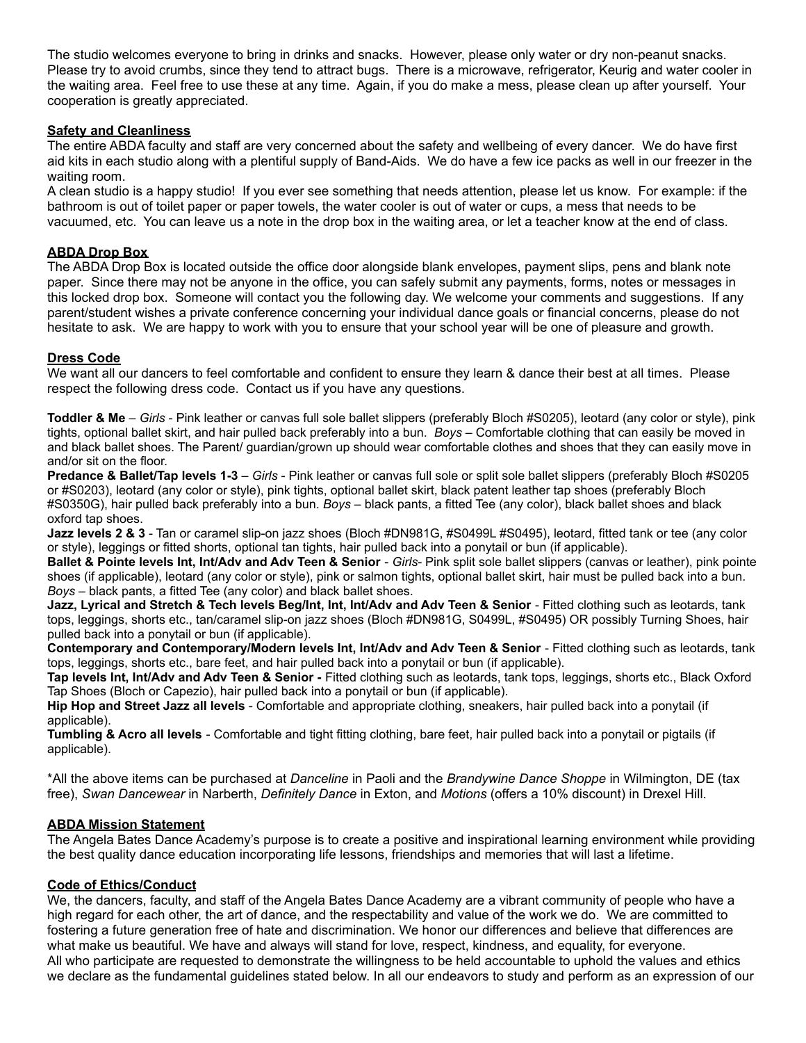The studio welcomes everyone to bring in drinks and snacks. However, please only water or dry non-peanut snacks. Please try to avoid crumbs, since they tend to attract bugs. There is a microwave, refrigerator, Keurig and water cooler in the waiting area. Feel free to use these at any time. Again, if you do make a mess, please clean up after yourself. Your cooperation is greatly appreciated.

**Safety and Cleanliness**

The entire ABDA faculty and staff are very concerned about the safety and wellbeing of every dancer. We do have first aid kits in each studio along with a plentiful supply of Band-Aids. We do have a few ice packs as well in our freezer in the waiting room.

A clean studio is a happy studio! If you ever see something that needs attention, please let us know. For example: if the bathroom is out of toilet paper or paper towels, the water cooler is out of water or cups, a mess that needs to be vacuumed, etc. You can leave us a note in the drop box in the waiting area, or let a teacher know at the end of class.

**ABDA Drop Box**

The ABDA Drop Box is located outside the office door alongside blank envelopes, payment slips, pens and blank note paper. Since there may not be anyone in the office, you can safely submit any payments, forms, notes or messages in this locked drop box. Someone will contact you the following day. We welcome your comments and suggestions. If any parent/student wishes a private conference concerning your individual dance goals or financial concerns, please do not hesitate to ask. We are happy to work with you to ensure that your school year will be one of pleasure and growth.

**Dress Code**

We want all our dancers to feel comfortable and confident to ensure they learn & dance their best at all times. Please respect the following dress code. Contact us if you have any questions.

**Toddler & Me** – *Girls* - Pink leather or canvas full sole ballet slippers (preferably Bloch #S0205), leotard (any color or style), pink tights, optional ballet skirt, and hair pulled back preferably into a bun. *Boys* – Comfortable clothing that can easily be moved in and black ballet shoes. The Parent/ guardian/grown up should wear comfortable clothes and shoes that they can easily move in and/or sit on the floor.

**Predance & Ballet/Tap levels 1-3** – *Girls* - Pink leather or canvas full sole or split sole ballet slippers (preferably Bloch #S0205 or #S0203), leotard (any color or style), pink tights, optional ballet skirt, black patent leather tap shoes (preferably Bloch #S0350G), hair pulled back preferably into a bun. *Boys* – black pants, a fitted Tee (any color), black ballet shoes and black oxford tap shoes.

**Jazz levels 2 & 3** - Tan or caramel slip-on jazz shoes (Bloch #DN981G, #S0499L #S0495), leotard, fitted tank or tee (any color or style), leggings or fitted shorts, optional tan tights, hair pulled back into a ponytail or bun (if applicable).

**Ballet & Pointe levels Int, Int/Adv and Adv Teen & Senior** - *Girls*- Pink split sole ballet slippers (canvas or leather), pink pointe shoes (if applicable), leotard (any color or style), pink or salmon tights, optional ballet skirt, hair must be pulled back into a bun. *Boys* – black pants, a fitted Tee (any color) and black ballet shoes.

**Jazz, Lyrical and Stretch & Tech levels Beg/Int, Int, Int/Adv and Adv Teen & Senior** - Fitted clothing such as leotards, tank tops, leggings, shorts etc., tan/caramel slip-on jazz shoes (Bloch #DN981G, S0499L, #S0495) OR possibly Turning Shoes, hair pulled back into a ponytail or bun (if applicable).

**Contemporary and Contemporary/Modern levels Int, Int/Adv and Adv Teen & Senior** - Fitted clothing such as leotards, tank tops, leggings, shorts etc., bare feet, and hair pulled back into a ponytail or bun (if applicable).

**Tap levels Int, Int/Adv and Adv Teen & Senior -** Fitted clothing such as leotards, tank tops, leggings, shorts etc., Black Oxford Tap Shoes (Bloch or Capezio), hair pulled back into a ponytail or bun (if applicable).

**Hip Hop and Street Jazz all levels** - Comfortable and appropriate clothing, sneakers, hair pulled back into a ponytail (if applicable).

**Tumbling & Acro all levels** - Comfortable and tight fitting clothing, bare feet, hair pulled back into a ponytail or pigtails (if applicable).

*All the above items can be purchased at *Danceline* in Paoli and the *Brandywine Dance Shoppe* in Wilmington, DE (tax free), *Swan Dancewear* in Narberth, *Definitely Dance* in Exton, and *Motions* (offers a 10% discount) in Drexel Hill.

**ABDA Mission Statement**

The Angela Bates Dance Academy's purpose is to create a positive and inspirational learning environment while providing the best quality dance education incorporating life lessons, friendships and memories that will last a lifetime.

**Code of Ethics/Conduct**

We, the dancers, faculty, and staff of the Angela Bates Dance Academy are a vibrant community of people who have a high regard for each other, the art of dance, and the respectability and value of the work we do. We are committed to fostering a future generation free of hate and discrimination. We honor our differences and believe that differences are what make us beautiful. We have and always will stand for love, respect, kindness, and equality, for everyone.

All who participate are requested to demonstrate the willingness to be held accountable to uphold the values and ethics we declare as the fundamental guidelines stated below. In all our endeavors to study and perform as an expression of our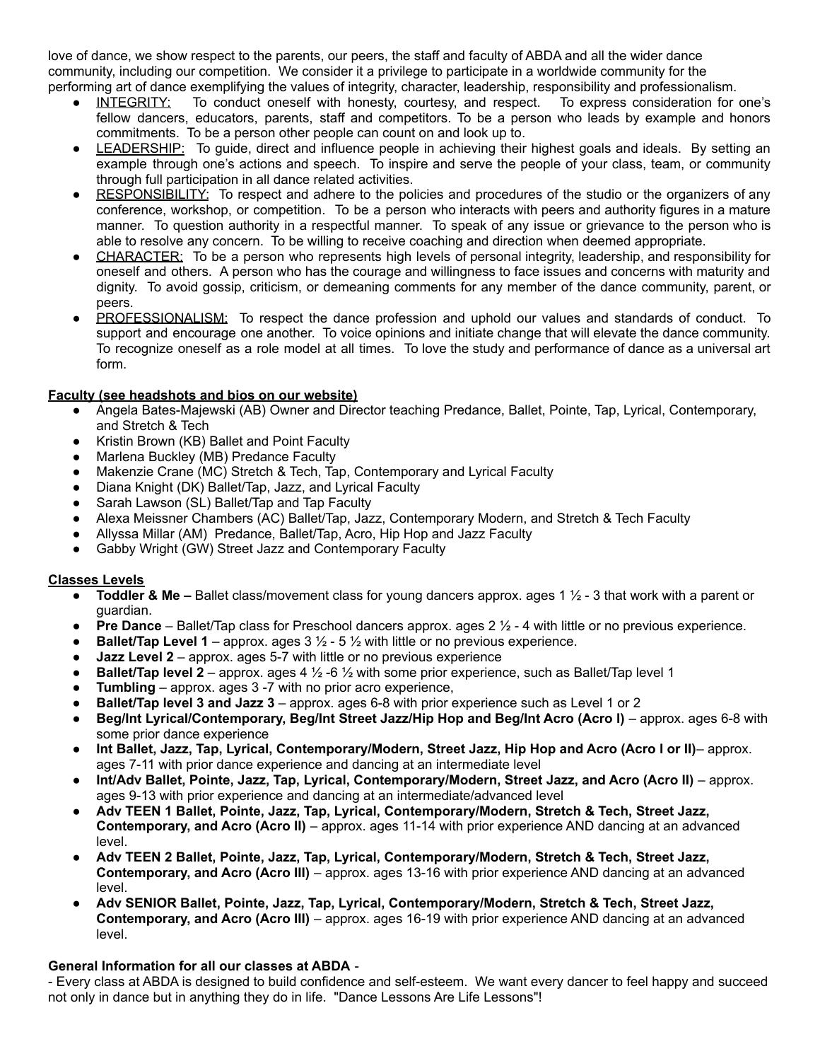love of dance, we show respect to the parents, our peers, the staff and faculty of ABDA and all the wider dance community, including our competition. We consider it a privilege to participate in a worldwide community for the performing art of dance exemplifying the values of integrity, character, leadership, responsibility and professionalism.

- INTEGRITY: To conduct oneself with honesty, courtesy, and respect. To express consideration for one's fellow dancers, educators, parents, staff and competitors. To be a person who leads by example and honors commitments. To be a person other people can count on and look up to.
- LEADERSHIP: To guide, direct and influence people in achieving their highest goals and ideals. By setting an example through one's actions and speech. To inspire and serve the people of your class, team, or community through full participation in all dance related activities.
- RESPONSIBILITY: To respect and adhere to the policies and procedures of the studio or the organizers of any conference, workshop, or competition. To be a person who interacts with peers and authority figures in a mature manner. To question authority in a respectful manner. To speak of any issue or grievance to the person who is able to resolve any concern. To be willing to receive coaching and direction when deemed appropriate.
- CHARACTER: To be a person who represents high levels of personal integrity, leadership, and responsibility for oneself and others. A person who has the courage and willingness to face issues and concerns with maturity and dignity. To avoid gossip, criticism, or demeaning comments for any member of the dance community, parent, or peers.
- PROFESSIONALISM: To respect the dance profession and uphold our values and standards of conduct. To support and encourage one another. To voice opinions and initiate change that will elevate the dance community. To recognize oneself as a role model at all times. To love the study and performance of dance as a universal art form.

**Faculty (see headshots and bios on our website)**

- Angela Bates-Majewski (AB) Owner and Director teaching Predance, Ballet, Pointe, Tap, Lyrical, Contemporary, and Stretch & Tech
- Kristin Brown (KB) Ballet and Point Faculty
- Marlena Buckley (MB) Predance Faculty
- Makenzie Crane (MC) Stretch & Tech, Tap, Contemporary and Lyrical Faculty
- Diana Knight (DK) Ballet/Tap, Jazz, and Lyrical Faculty
- Sarah Lawson (SL) Ballet/Tap and Tap Faculty
- Alexa Meissner Chambers (AC) Ballet/Tap, Jazz, Contemporary Modern, and Stretch & Tech Faculty
- Allyssa Millar (AM) Predance, Ballet/Tap, Acro, Hip Hop and Jazz Faculty
- Gabby Wright (GW) Street Jazz and Contemporary Faculty

**Classes Levels**

- **Toddler & Me –** Ballet class/movement class for young dancers approx. ages 1 ½ - 3 that work with a parent or guardian.
- **Pre Dance** – Ballet/Tap class for Preschool dancers approx. ages 2 ½ - 4 with little or no previous experience.
- **Ballet/Tap Level 1** – approx. ages 3 ½ - 5 ½ with little or no previous experience.
- **Jazz Level 2** – approx. ages 5-7 with little or no previous experience
- **Ballet/Tap level 2** – approx. ages 4 ½ -6 ½ with some prior experience, such as Ballet/Tap level 1
- **Tumbling** – approx. ages 3 -7 with no prior acro experience,
- **Ballet/Tap level 3 and Jazz 3** – approx. ages 6-8 with prior experience such as Level 1 or 2
- **Beg/Int Lyrical/Contemporary, Beg/Int Street Jazz/Hip Hop and Beg/Int Acro (Acro I)** – approx. ages 6-8 with some prior dance experience
- **Int Ballet, Jazz, Tap, Lyrical, Contemporary/Modern, Street Jazz, Hip Hop and Acro (Acro I or II)**– approx. ages 7-11 with prior dance experience and dancing at an intermediate level
- **Int/Adv Ballet, Pointe, Jazz, Tap, Lyrical, Contemporary/Modern, Street Jazz, and Acro (Acro II)** – approx. ages 9-13 with prior experience and dancing at an intermediate/advanced level
- **Adv TEEN 1 Ballet, Pointe, Jazz, Tap, Lyrical, Contemporary/Modern, Stretch & Tech, Street Jazz, Contemporary, and Acro (Acro II)** – approx. ages 11-14 with prior experience AND dancing at an advanced level.
- **Adv TEEN 2 Ballet, Pointe, Jazz, Tap, Lyrical, Contemporary/Modern, Stretch & Tech, Street Jazz, Contemporary, and Acro (Acro III)** – approx. ages 13-16 with prior experience AND dancing at an advanced level.
- **Adv SENIOR Ballet, Pointe, Jazz, Tap, Lyrical, Contemporary/Modern, Stretch & Tech, Street Jazz, Contemporary, and Acro (Acro III)** – approx. ages 16-19 with prior experience AND dancing at an advanced level.

**General Information for all our classes at ABDA** -

- Every class at ABDA is designed to build confidence and self-esteem. We want every dancer to feel happy and succeed not only in dance but in anything they do in life. "Dance Lessons Are Life Lessons"!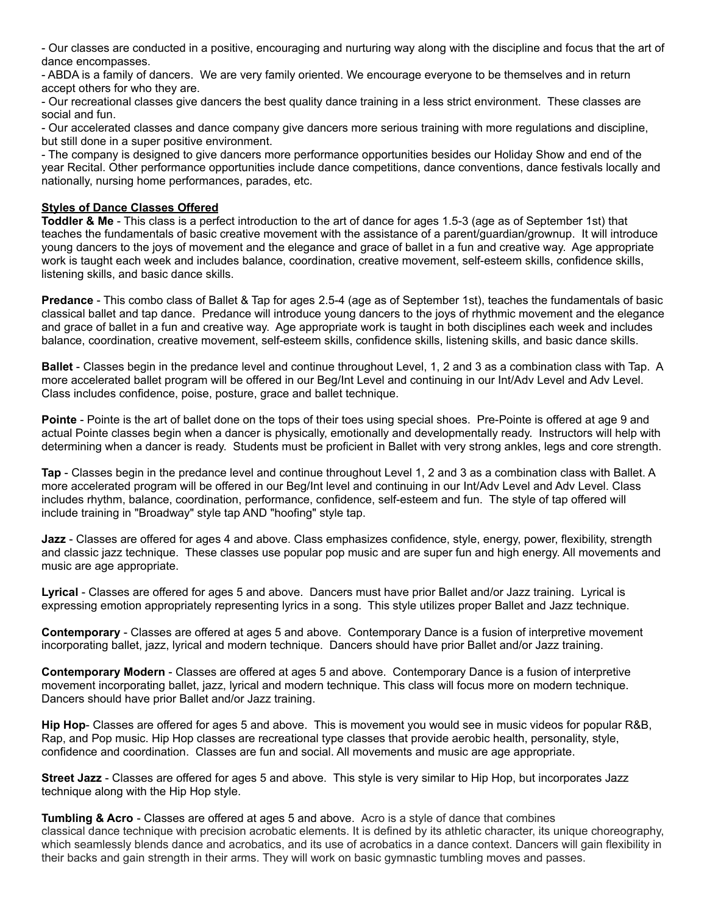- Our classes are conducted in a positive, encouraging and nurturing way along with the discipline and focus that the art of dance encompasses.
- ABDA is a family of dancers. We are very family oriented. We encourage everyone to be themselves and in return accept others for who they are.
- Our recreational classes give dancers the best quality dance training in a less strict environment. These classes are social and fun.
- Our accelerated classes and dance company give dancers more serious training with more regulations and discipline, but still done in a super positive environment.
- The company is designed to give dancers more performance opportunities besides our Holiday Show and end of the year Recital. Other performance opportunities include dance competitions, dance conventions, dance festivals locally and nationally, nursing home performances, parades, etc.

**Styles of Dance Classes Offered**

**Toddler & Me** - This class is a perfect introduction to the art of dance for ages 1.5-3 (age as of September 1st) that teaches the fundamentals of basic creative movement with the assistance of a parent/guardian/grownup. It will introduce young dancers to the joys of movement and the elegance and grace of ballet in a fun and creative way. Age appropriate work is taught each week and includes balance, coordination, creative movement, self-esteem skills, confidence skills, listening skills, and basic dance skills.

**Predance** - This combo class of Ballet & Tap for ages 2.5-4 (age as of September 1st), teaches the fundamentals of basic classical ballet and tap dance. Predance will introduce young dancers to the joys of rhythmic movement and the elegance and grace of ballet in a fun and creative way. Age appropriate work is taught in both disciplines each week and includes balance, coordination, creative movement, self-esteem skills, confidence skills, listening skills, and basic dance skills.

**Ballet** - Classes begin in the predance level and continue throughout Level, 1, 2 and 3 as a combination class with Tap. A more accelerated ballet program will be offered in our Beg/Int Level and continuing in our Int/Adv Level and Adv Level. Class includes confidence, poise, posture, grace and ballet technique.

**Pointe** - Pointe is the art of ballet done on the tops of their toes using special shoes. Pre-Pointe is offered at age 9 and actual Pointe classes begin when a dancer is physically, emotionally and developmentally ready. Instructors will help with determining when a dancer is ready. Students must be proficient in Ballet with very strong ankles, legs and core strength.

**Tap** - Classes begin in the predance level and continue throughout Level 1, 2 and 3 as a combination class with Ballet. A more accelerated program will be offered in our Beg/Int level and continuing in our Int/Adv Level and Adv Level. Class includes rhythm, balance, coordination, performance, confidence, self-esteem and fun. The style of tap offered will include training in "Broadway" style tap AND "hoofing" style tap.

**Jazz** - Classes are offered for ages 4 and above. Class emphasizes confidence, style, energy, power, flexibility, strength and classic jazz technique. These classes use popular pop music and are super fun and high energy. All movements and music are age appropriate.

**Lyrical** - Classes are offered for ages 5 and above. Dancers must have prior Ballet and/or Jazz training. Lyrical is expressing emotion appropriately representing lyrics in a song. This style utilizes proper Ballet and Jazz technique.

**Contemporary** - Classes are offered at ages 5 and above. Contemporary Dance is a fusion of interpretive movement incorporating ballet, jazz, lyrical and modern technique. Dancers should have prior Ballet and/or Jazz training.

**Contemporary Modern** - Classes are offered at ages 5 and above. Contemporary Dance is a fusion of interpretive movement incorporating ballet, jazz, lyrical and modern technique. This class will focus more on modern technique. Dancers should have prior Ballet and/or Jazz training.

**Hip Hop**- Classes are offered for ages 5 and above. This is movement you would see in music videos for popular R&B, Rap, and Pop music. Hip Hop classes are recreational type classes that provide aerobic health, personality, style, confidence and coordination. Classes are fun and social. All movements and music are age appropriate.

**Street Jazz** - Classes are offered for ages 5 and above. This style is very similar to Hip Hop, but incorporates Jazz technique along with the Hip Hop style.

**Tumbling & Acro** - Classes are offered at ages 5 and above. Acro is a style of dance that combines classical dance technique with precision acrobatic elements. It is defined by its athletic character, its unique choreography, which seamlessly blends dance and acrobatics, and its use of acrobatics in a dance context. Dancers will gain flexibility in their backs and gain strength in their arms. They will work on basic gymnastic tumbling moves and passes.